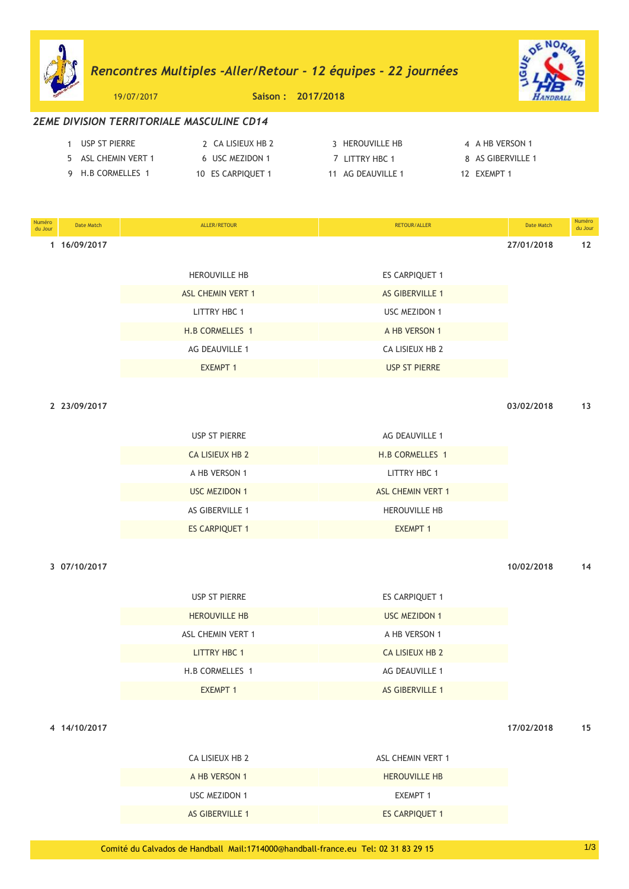# Rencontres Multiples -Aller/Retour - 12 équipes - 22 journées

19/07/2017 **Saison : 2017/2018**

## 2EME DIVISION TERRITORIALE MASCULINE CD14

1 USP ST PIERRE
2 CA LISIEUX HB 2
3 HEROUVILLE HB
4 A HB VERSON 1
5 ASL CHEMIN VERT 1
6 USC MEZIDON 1
7 LITTRY HBC 1
8 AS GIBERVILLE 1
9 H.B CORMELLES 1
10 ES CARPIQUET 1
11 AG DEAUVILLE 1
12 EXEMPT 1

| Numéro du Jour | Date Match | ALLER/RETOUR | RETOUR/ALLER | Date Match | Numéro du Jour |
|---|---|---|---|---|---|
| 1 | 16/09/2017 | | | 27/01/2018 | 12 |
| | | HEROUVILLE HB | ES CARPIQUET 1 | | |
| | | ASL CHEMIN VERT 1 | AS GIBERVILLE 1 | | |
| | | LITTRY HBC 1 | USC MEZIDON 1 | | |
| | | H.B CORMELLES 1 | A HB VERSON 1 | | |
| | | AG DEAUVILLE 1 | CA LISIEUX HB 2 | | |
| | | EXEMPT 1 | USP ST PIERRE | | |
| 2 | 23/09/2017 | | | 03/02/2018 | 13 |
| | | USP ST PIERRE | AG DEAUVILLE 1 | | |
| | | CA LISIEUX HB 2 | H.B CORMELLES 1 | | |
| | | A HB VERSON 1 | LITTRY HBC 1 | | |
| | | USC MEZIDON 1 | ASL CHEMIN VERT 1 | | |
| | | AS GIBERVILLE 1 | HEROUVILLE HB | | |
| | | ES CARPIQUET 1 | EXEMPT 1 | | |
| 3 | 07/10/2017 | | | 10/02/2018 | 14 |
| | | USP ST PIERRE | ES CARPIQUET 1 | | |
| | | HEROUVILLE HB | USC MEZIDON 1 | | |
| | | ASL CHEMIN VERT 1 | A HB VERSON 1 | | |
| | | LITTRY HBC 1 | CA LISIEUX HB 2 | | |
| | | H.B CORMELLES 1 | AG DEAUVILLE 1 | | |
| | | EXEMPT 1 | AS GIBERVILLE 1 | | |
| 4 | 14/10/2017 | | | 17/02/2018 | 15 |
| | | CA LISIEUX HB 2 | ASL CHEMIN VERT 1 | | |
| | | A HB VERSON 1 | HEROUVILLE HB | | |
| | | USC MEZIDON 1 | EXEMPT 1 | | |
| | | AS GIBERVILLE 1 | ES CARPIQUET 1 | | |

Comité du Calvados de Handball Mail:1714000@handball-france.eu Tel: 02 31 83 29 15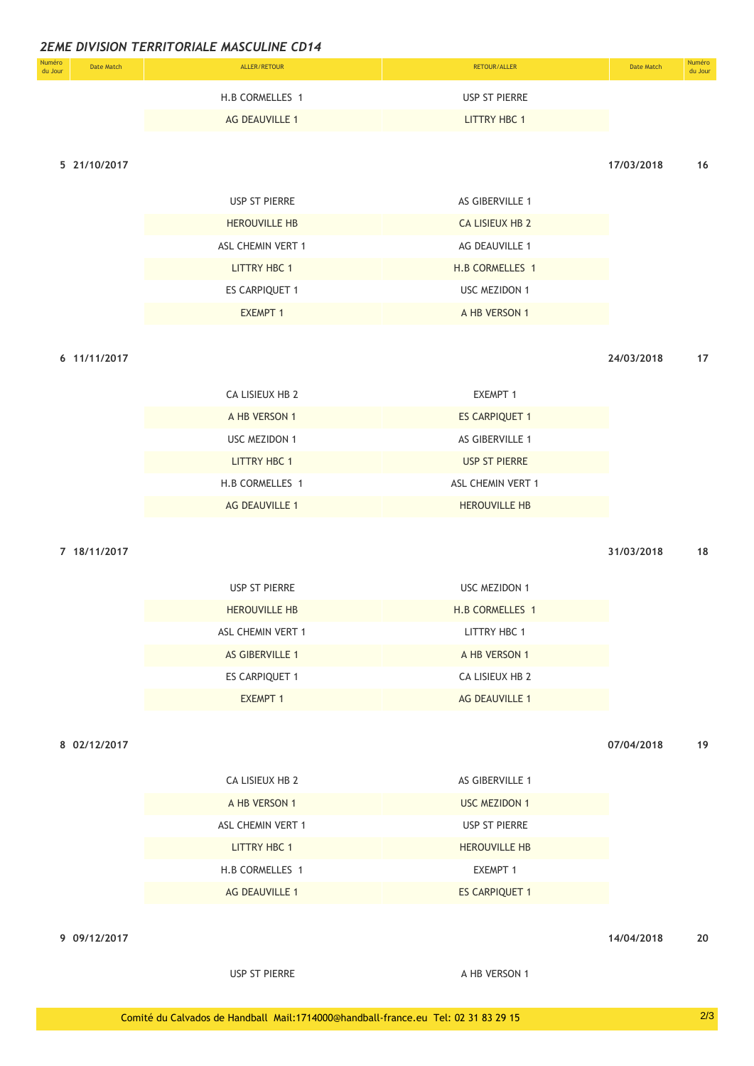## 2EME DIVISION TERRITORIALE MASCULINE CD14

| Numéro du Jour | Date Match | ALLER/RETOUR | RETOUR/ALLER | Date Match | Numéro du Jour |
|---|---|---|---|---|---|
| | | H.B CORMELLES 1 | USP ST PIERRE | | |
| | | AG DEAUVILLE 1 | LITTRY HBC 1 | | |
| 5 | 21/10/2017 | | | 17/03/2018 | 16 |
| | | USP ST PIERRE | AS GIBERVILLE 1 | | |
| | | HEROUVILLE HB | CA LISIEUX HB 2 | | |
| | | ASL CHEMIN VERT 1 | AG DEAUVILLE 1 | | |
| | | LITTRY HBC 1 | H.B CORMELLES 1 | | |
| | | ES CARPIQUET 1 | USC MEZIDON 1 | | |
| | | EXEMPT 1 | A HB VERSON 1 | | |
| 6 | 11/11/2017 | | | 24/03/2018 | 17 |
| | | CA LISIEUX HB 2 | EXEMPT 1 | | |
| | | A HB VERSON 1 | ES CARPIQUET 1 | | |
| | | USC MEZIDON 1 | AS GIBERVILLE 1 | | |
| | | LITTRY HBC 1 | USP ST PIERRE | | |
| | | H.B CORMELLES 1 | ASL CHEMIN VERT 1 | | |
| | | AG DEAUVILLE 1 | HEROUVILLE HB | | |
| 7 | 18/11/2017 | | | 31/03/2018 | 18 |
| | | USP ST PIERRE | USC MEZIDON 1 | | |
| | | HEROUVILLE HB | H.B CORMELLES 1 | | |
| | | ASL CHEMIN VERT 1 | LITTRY HBC 1 | | |
| | | AS GIBERVILLE 1 | A HB VERSON 1 | | |
| | | ES CARPIQUET 1 | CA LISIEUX HB 2 | | |
| | | EXEMPT 1 | AG DEAUVILLE 1 | | |
| 8 | 02/12/2017 | | | 07/04/2018 | 19 |
| | | CA LISIEUX HB 2 | AS GIBERVILLE 1 | | |
| | | A HB VERSON 1 | USC MEZIDON 1 | | |
| | | ASL CHEMIN VERT 1 | USP ST PIERRE | | |
| | | LITTRY HBC 1 | HEROUVILLE HB | | |
| | | H.B CORMELLES 1 | EXEMPT 1 | | |
| | | AG DEAUVILLE 1 | ES CARPIQUET 1 | | |
| 9 | 09/12/2017 | | | 14/04/2018 | 20 |
| | | USP ST PIERRE | A HB VERSON 1 | | |

Comité du Calvados de Handball Mail:1714000@handball-france.eu Tel: 02 31 83 29 15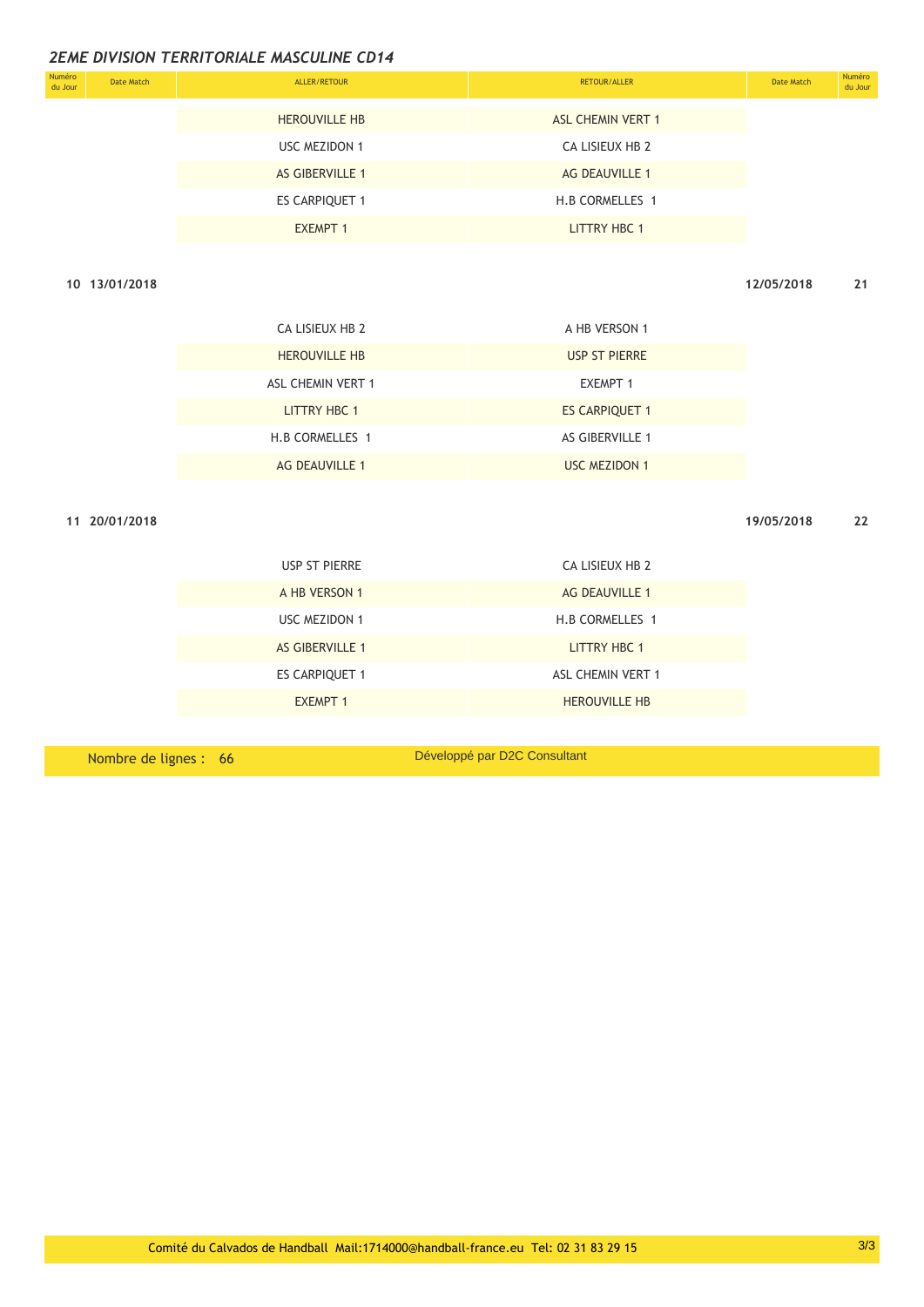## *2EME DIVISION TERRITORIALE MASCULINE CD14*

| Numéro du Jour | Date Match | ALLER/RETOUR | RETOUR/ALLER | Date Match | Numéro du Jour |
|---|---|---|---|---|---|
| | | HEROUVILLE HB | ASL CHEMIN VERT 1 | | |
| | | USC MEZIDON 1 | CA LISIEUX HB 2 | | |
| | | AS GIBERVILLE 1 | AG DEAUVILLE 1 | | |
| | | ES CARPIQUET 1 | H.B CORMELLES 1 | | |
| | | EXEMPT 1 | LITTRY HBC 1 | | |
| **10** | **13/01/2018** | | | **12/05/2018** | **21** |
| | | CA LISIEUX HB 2 | A HB VERSON 1 | | |
| | | HEROUVILLE HB | USP ST PIERRE | | |
| | | ASL CHEMIN VERT 1 | EXEMPT 1 | | |
| | | LITTRY HBC 1 | ES CARPIQUET 1 | | |
| | | H.B CORMELLES 1 | AS GIBERVILLE 1 | | |
| | | AG DEAUVILLE 1 | USC MEZIDON 1 | | |
| **11** | **20/01/2018** | | | **19/05/2018** | **22** |
| | | USP ST PIERRE | CA LISIEUX HB 2 | | |
| | | A HB VERSON 1 | AG DEAUVILLE 1 | | |
| | | USC MEZIDON 1 | H.B CORMELLES 1 | | |
| | | AS GIBERVILLE 1 | LITTRY HBC 1 | | |
| | | ES CARPIQUET 1 | ASL CHEMIN VERT 1 | | |
| | | EXEMPT 1 | HEROUVILLE HB | | |

Nombre de lignes : 66

Développé par D2C Consultant

Comité du Calvados de Handball Mail:1714000@handball-france.eu Tel: 02 31 83 29 15